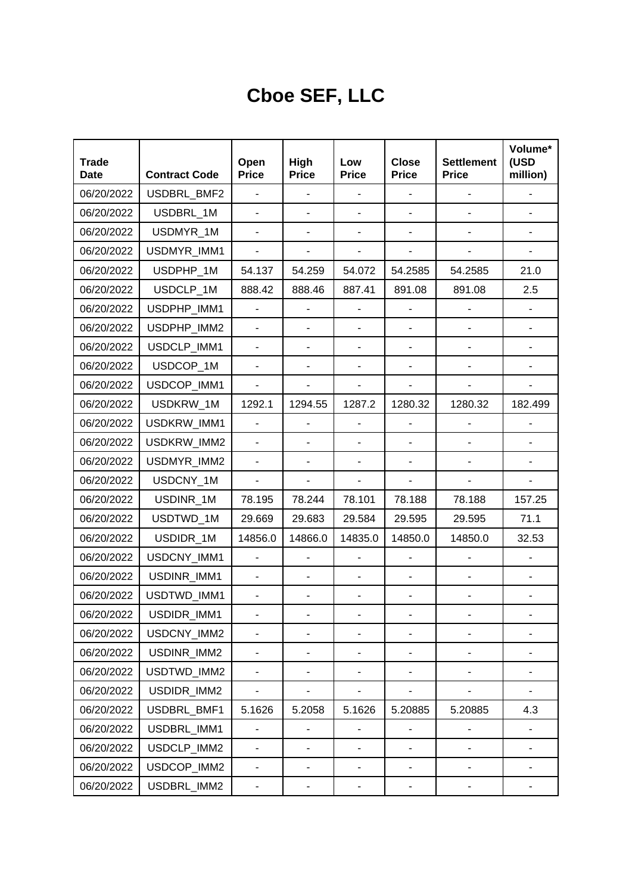# Cboe SEF, LLC

| Trade Date | Contract Code | Open Price | High Price | Low Price | Close Price | Settlement Price | Volume* (USD million) |
|---|---|---|---|---|---|---|---|
| 06/20/2022 | USDBRL_BMF2 | - | - | - | - | - | - |
| 06/20/2022 | USDBRL_1M | - | - | - | - | - | - |
| 06/20/2022 | USDMYR_1M | - | - | - | - | - | - |
| 06/20/2022 | USDMYR_IMM1 | - | - | - | - | - | - |
| 06/20/2022 | USDPHP_1M | 54.137 | 54.259 | 54.072 | 54.2585 | 54.2585 | 21.0 |
| 06/20/2022 | USDCLP_1M | 888.42 | 888.46 | 887.41 | 891.08 | 891.08 | 2.5 |
| 06/20/2022 | USDPHP_IMM1 | - | - | - | - | - | - |
| 06/20/2022 | USDPHP_IMM2 | - | - | - | - | - | - |
| 06/20/2022 | USDCLP_IMM1 | - | - | - | - | - | - |
| 06/20/2022 | USDCOP_1M | - | - | - | - | - | - |
| 06/20/2022 | USDCOP_IMM1 | - | - | - | - | - | - |
| 06/20/2022 | USDKRW_1M | 1292.1 | 1294.55 | 1287.2 | 1280.32 | 1280.32 | 182.499 |
| 06/20/2022 | USDKRW_IMM1 | - | - | - | - | - | - |
| 06/20/2022 | USDKRW_IMM2 | - | - | - | - | - | - |
| 06/20/2022 | USDMYR_IMM2 | - | - | - | - | - | - |
| 06/20/2022 | USDCNY_1M | - | - | - | - | - | - |
| 06/20/2022 | USDINR_1M | 78.195 | 78.244 | 78.101 | 78.188 | 78.188 | 157.25 |
| 06/20/2022 | USDTWD_1M | 29.669 | 29.683 | 29.584 | 29.595 | 29.595 | 71.1 |
| 06/20/2022 | USDIDR_1M | 14856.0 | 14866.0 | 14835.0 | 14850.0 | 14850.0 | 32.53 |
| 06/20/2022 | USDCNY_IMM1 | - | - | - | - | - | - |
| 06/20/2022 | USDINR_IMM1 | - | - | - | - | - | - |
| 06/20/2022 | USDTWD_IMM1 | - | - | - | - | - | - |
| 06/20/2022 | USDIDR_IMM1 | - | - | - | - | - | - |
| 06/20/2022 | USDCNY_IMM2 | - | - | - | - | - | - |
| 06/20/2022 | USDINR_IMM2 | - | - | - | - | - | - |
| 06/20/2022 | USDTWD_IMM2 | - | - | - | - | - | - |
| 06/20/2022 | USDIDR_IMM2 | - | - | - | - | - | - |
| 06/20/2022 | USDBRL_BMF1 | 5.1626 | 5.2058 | 5.1626 | 5.20885 | 5.20885 | 4.3 |
| 06/20/2022 | USDBRL_IMM1 | - | - | - | - | - | - |
| 06/20/2022 | USDCLP_IMM2 | - | - | - | - | - | - |
| 06/20/2022 | USDCOP_IMM2 | - | - | - | - | - | - |
| 06/20/2022 | USDBRL_IMM2 | - | - | - | - | - | - |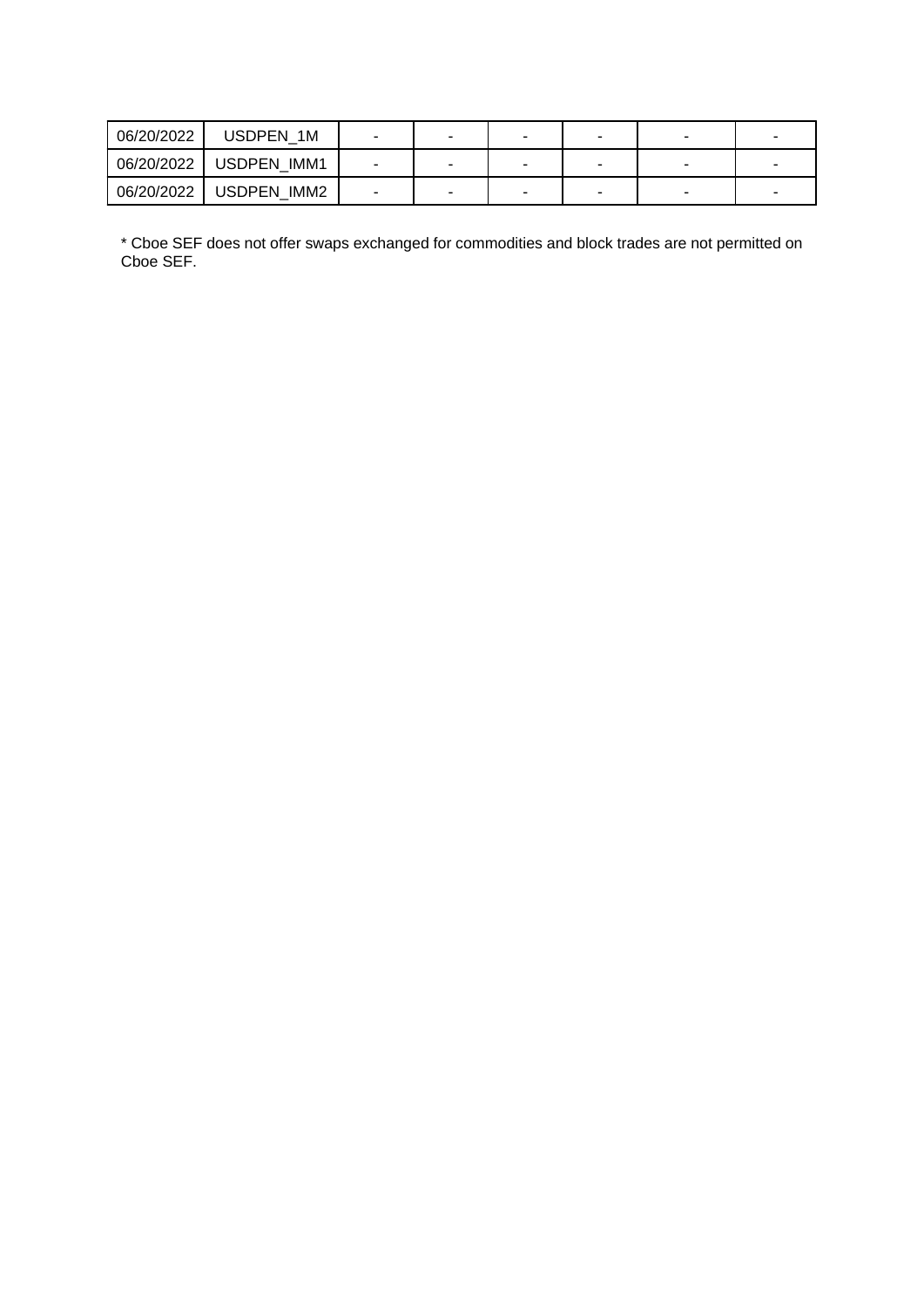| | | | | | | | |
|---|---|---|---|---|---|---|---|
| 06/20/2022 | USDPEN_1M | - | - | - | - | - | - |
| 06/20/2022 | USDPEN_IMM1 | - | - | - | - | - | - |
| 06/20/2022 | USDPEN_IMM2 | - | - | - | - | - | - |

* Cboe SEF does not offer swaps exchanged for commodities and block trades are not permitted on Cboe SEF.